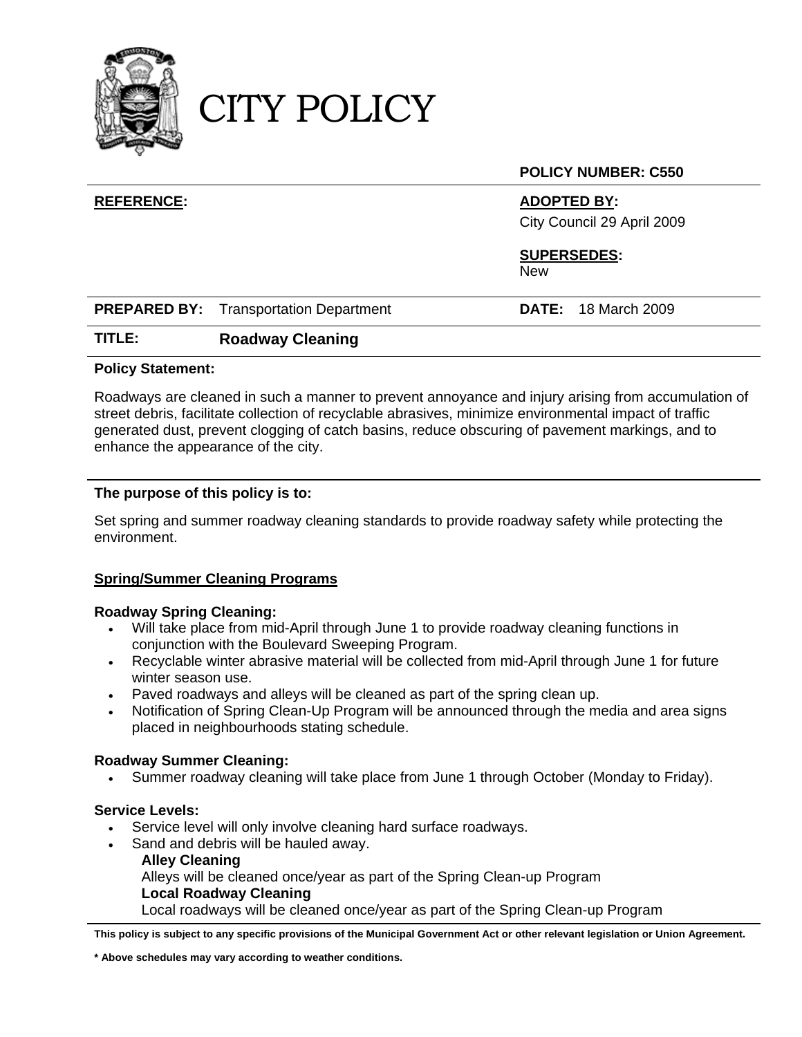# CITY POLICY

**POLICY NUMBER: C550**

| | |
|---|---|
| **REFERENCE:** | **ADOPTED BY:** City Council 29 April 2009 |
| | **SUPERSEDES:** New |
| **PREPARED BY:** Transportation Department | **DATE:** 18 March 2009 |

**TITLE:** **Roadway Cleaning**

**Policy Statement:**

Roadways are cleaned in such a manner to prevent annoyance and injury arising from accumulation of street debris, facilitate collection of recyclable abrasives, minimize environmental impact of traffic generated dust, prevent clogging of catch basins, reduce obscuring of pavement markings, and to enhance the appearance of the city.

**The purpose of this policy is to:**

Set spring and summer roadway cleaning standards to provide roadway safety while protecting the environment.

## Spring/Summer Cleaning Programs

**Roadway Spring Cleaning:**

- Will take place from mid-April through June 1 to provide roadway cleaning functions in conjunction with the Boulevard Sweeping Program.
- Recyclable winter abrasive material will be collected from mid-April through June 1 for future winter season use.
- Paved roadways and alleys will be cleaned as part of the spring clean up.
- Notification of Spring Clean-Up Program will be announced through the media and area signs placed in neighbourhoods stating schedule.

**Roadway Summer Cleaning:**

- Summer roadway cleaning will take place from June 1 through October (Monday to Friday).

**Service Levels:**

- Service level will only involve cleaning hard surface roadways.
- Sand and debris will be hauled away.

  **Alley Cleaning**
  Alleys will be cleaned once/year as part of the Spring Clean-up Program
  **Local Roadway Cleaning**
  Local roadways will be cleaned once/year as part of the Spring Clean-up Program

**This policy is subject to any specific provisions of the Municipal Government Act or other relevant legislation or Union Agreement.**

**\* Above schedules may vary according to weather conditions.**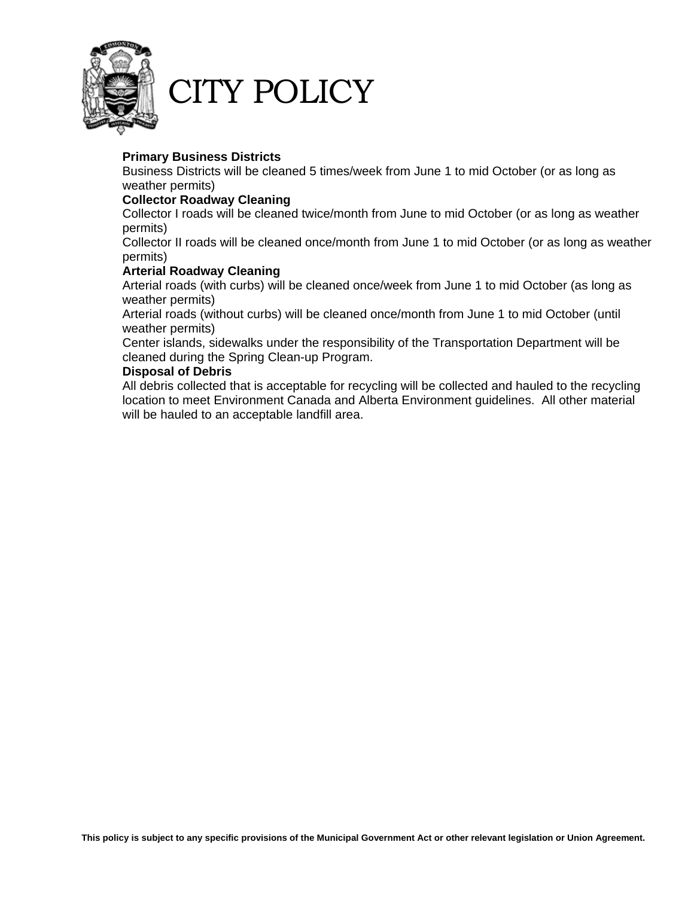**Primary Business Districts**

Business Districts will be cleaned 5 times/week from June 1 to mid October (or as long as weather permits)

**Collector Roadway Cleaning**

Collector I roads will be cleaned twice/month from June to mid October (or as long as weather permits)

Collector II roads will be cleaned once/month from June 1 to mid October (or as long as weather permits)

**Arterial Roadway Cleaning**

Arterial roads (with curbs) will be cleaned once/week from June 1 to mid October (as long as weather permits)

Arterial roads (without curbs) will be cleaned once/month from June 1 to mid October (until weather permits)

Center islands, sidewalks under the responsibility of the Transportation Department will be cleaned during the Spring Clean-up Program.

**Disposal of Debris**

All debris collected that is acceptable for recycling will be collected and hauled to the recycling location to meet Environment Canada and Alberta Environment guidelines. All other material will be hauled to an acceptable landfill area.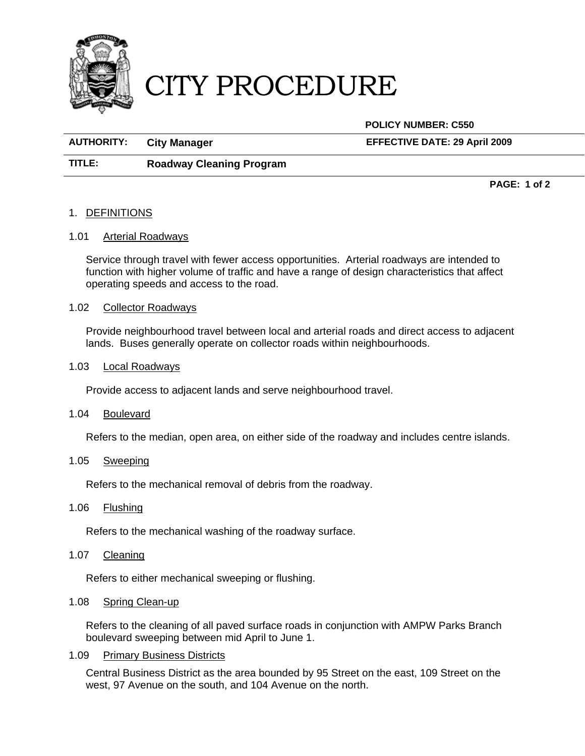# CITY PROCEDURE

**POLICY NUMBER: C550**

| | | |
|---|---|---|
| **AUTHORITY:** | **City Manager** | **EFFECTIVE DATE: 29 April 2009** |
| **TITLE:** | **Roadway Cleaning Program** | |

1. DEFINITIONS

1.01 Arterial Roadways

Service through travel with fewer access opportunities. Arterial roadways are intended to function with higher volume of traffic and have a range of design characteristics that affect operating speeds and access to the road.

1.02 Collector Roadways

Provide neighbourhood travel between local and arterial roads and direct access to adjacent lands. Buses generally operate on collector roads within neighbourhoods.

1.03 Local Roadways

Provide access to adjacent lands and serve neighbourhood travel.

1.04 Boulevard

Refers to the median, open area, on either side of the roadway and includes centre islands.

1.05 Sweeping

Refers to the mechanical removal of debris from the roadway.

1.06 Flushing

Refers to the mechanical washing of the roadway surface.

1.07 Cleaning

Refers to either mechanical sweeping or flushing.

1.08 Spring Clean-up

Refers to the cleaning of all paved surface roads in conjunction with AMPW Parks Branch boulevard sweeping between mid April to June 1.

1.09 Primary Business Districts

Central Business District as the area bounded by 95 Street on the east, 109 Street on the west, 97 Avenue on the south, and 104 Avenue on the north.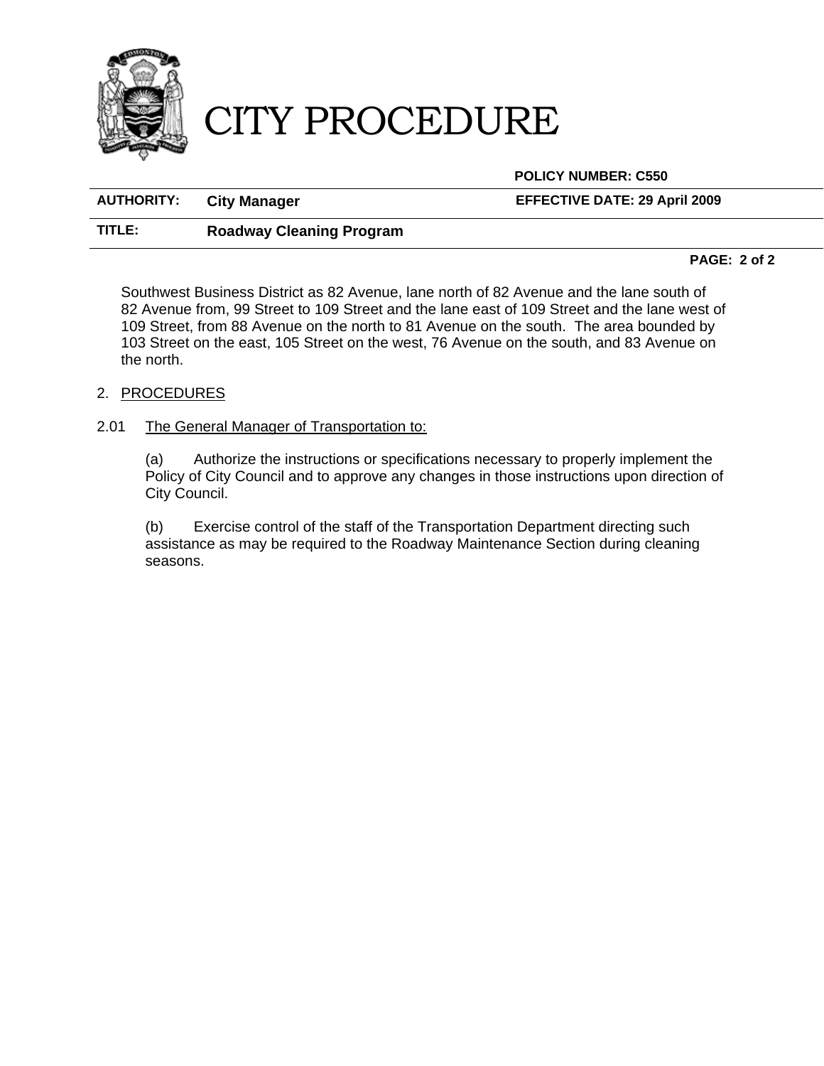Southwest Business District as 82 Avenue, lane north of 82 Avenue and the lane south of 82 Avenue from, 99 Street to 109 Street and the lane east of 109 Street and the lane west of 109 Street, from 88 Avenue on the north to 81 Avenue on the south. The area bounded by 103 Street on the east, 105 Street on the west, 76 Avenue on the south, and 83 Avenue on the north.

## 2. PROCEDURES

### 2.01 The General Manager of Transportation to:

(a) Authorize the instructions or specifications necessary to properly implement the Policy of City Council and to approve any changes in those instructions upon direction of City Council.

(b) Exercise control of the staff of the Transportation Department directing such assistance as may be required to the Roadway Maintenance Section during cleaning seasons.